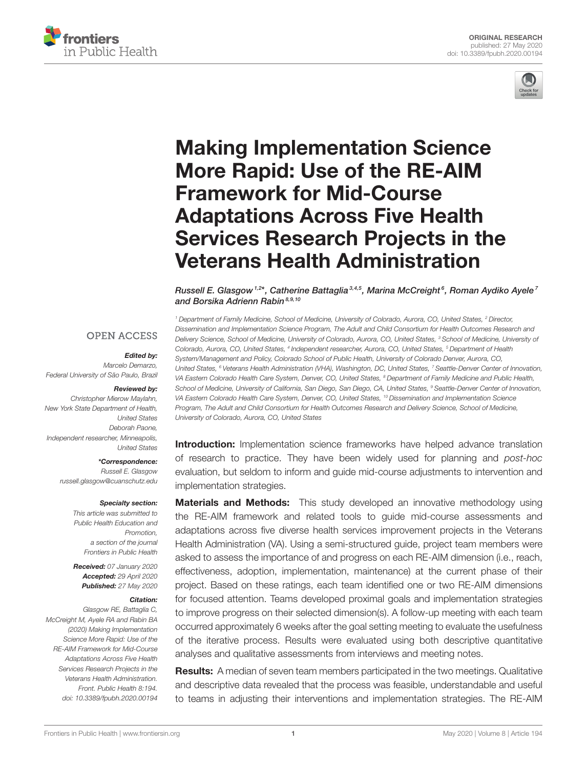ORIGINAL RESEARCH
published: 27 May 2020
doi: 10.3389/fpubh.2020.00194

# Making Implementation Science More Rapid: Use of the RE-AIM Framework for Mid-Course Adaptations Across Five Health Services Research Projects in the Veterans Health Administration

*Russell E. Glasgow[1,2]*, Catherine Battaglia[3,4,5], Marina McCreight[6], Roman Aydiko Ayele[7] and Borsika Adrienn Rabin[8,9,10]*

[1] *Department of Family Medicine, School of Medicine, University of Colorado, Aurora, CO, United States,* [2] *Director, Dissemination and Implementation Science Program, The Adult and Child Consortium for Health Outcomes Research and Delivery Science, School of Medicine, University of Colorado, Aurora, CO, United States,* [3] *School of Medicine, University of Colorado, Aurora, CO, United States,* [4] *Independent researcher, Aurora, CO, United States,* [5] *Department of Health System/Management and Policy, Colorado School of Public Health, University of Colorado Denver, Aurora, CO, United States,* [6] *Veterans Health Administration (VHA), Washington, DC, United States,* [7] *Seattle-Denver Center of Innovation, VA Eastern Colorado Health Care System, Denver, CO, United States,* [8] *Department of Family Medicine and Public Health, School of Medicine, University of California, San Diego, San Diego, CA, United States,* [9] *Seattle-Denver Center of Innovation, VA Eastern Colorado Health Care System, Denver, CO, United States,* [10] *Dissemination and Implementation Science Program, The Adult and Child Consortium for Health Outcomes Research and Delivery Science, School of Medicine, University of Colorado, Aurora, CO, United States*

OPEN ACCESS

***Edited by:***
*Marcelo Demarzo, Federal University of São Paulo, Brazil*

***Reviewed by:***
*Christopher Mierow Maylahn, New York State Department of Health, United States*
*Deborah Paone, Independent researcher, Minneapolis, United States*

***\*Correspondence:***
*Russell E. Glasgow*
*russell.glasgow@cuanschutz.edu*

***Specialty section:***
*This article was submitted to Public Health Education and Promotion, a section of the journal Frontiers in Public Health*

***Received:*** *07 January 2020*
***Accepted:*** *29 April 2020*
***Published:*** *27 May 2020*

***Citation:***
*Glasgow RE, Battaglia C, McCreight M, Ayele RA and Rabin BA (2020) Making Implementation Science More Rapid: Use of the RE-AIM Framework for Mid-Course Adaptations Across Five Health Services Research Projects in the Veterans Health Administration. Front. Public Health 8:194. doi: 10.3389/fpubh.2020.00194*

**Introduction:** Implementation science frameworks have helped advance translation of research to practice. They have been widely used for planning and *post-hoc* evaluation, but seldom to inform and guide mid-course adjustments to intervention and implementation strategies.

**Materials and Methods:** This study developed an innovative methodology using the RE-AIM framework and related tools to guide mid-course assessments and adaptations across five diverse health services improvement projects in the Veterans Health Administration (VA). Using a semi-structured guide, project team members were asked to assess the importance of and progress on each RE-AIM dimension (i.e., reach, effectiveness, adoption, implementation, maintenance) at the current phase of their project. Based on these ratings, each team identified one or two RE-AIM dimensions for focused attention. Teams developed proximal goals and implementation strategies to improve progress on their selected dimension(s). A follow-up meeting with each team occurred approximately 6 weeks after the goal setting meeting to evaluate the usefulness of the iterative process. Results were evaluated using both descriptive quantitative analyses and qualitative assessments from interviews and meeting notes.

**Results:** A median of seven team members participated in the two meetings. Qualitative and descriptive data revealed that the process was feasible, understandable and useful to teams in adjusting their interventions and implementation strategies. The RE-AIM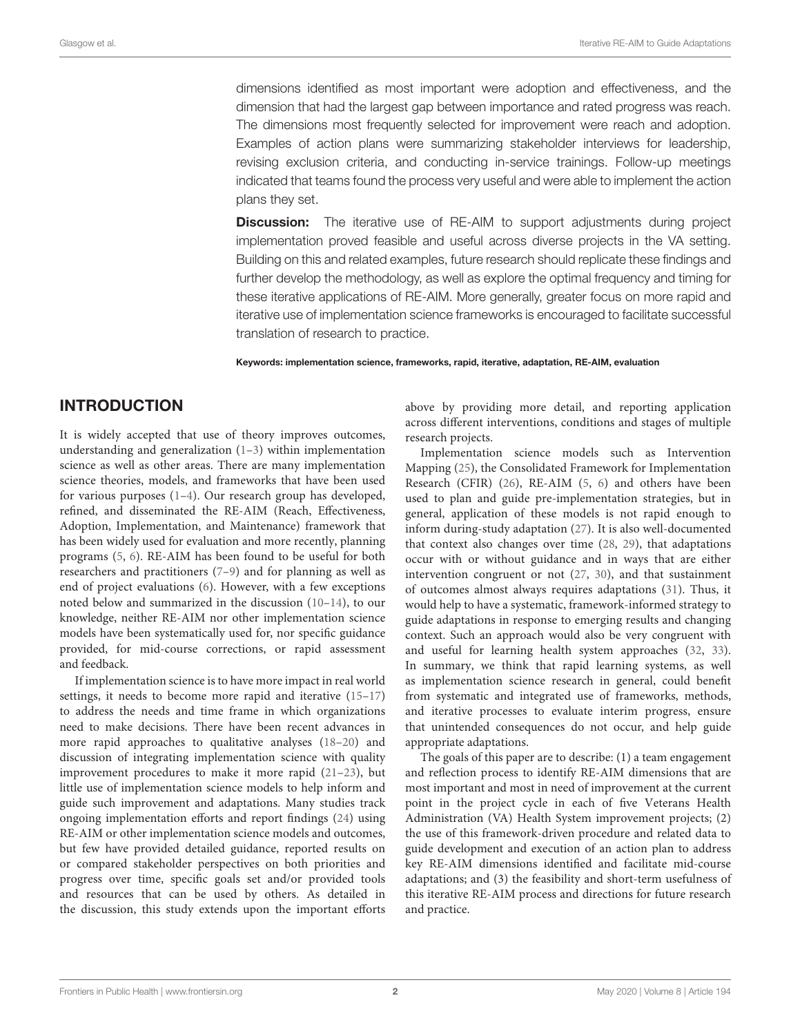dimensions identified as most important were adoption and effectiveness, and the dimension that had the largest gap between importance and rated progress was reach. The dimensions most frequently selected for improvement were reach and adoption. Examples of action plans were summarizing stakeholder interviews for leadership, revising exclusion criteria, and conducting in-service trainings. Follow-up meetings indicated that teams found the process very useful and were able to implement the action plans they set.

**Discussion:** The iterative use of RE-AIM to support adjustments during project implementation proved feasible and useful across diverse projects in the VA setting. Building on this and related examples, future research should replicate these findings and further develop the methodology, as well as explore the optimal frequency and timing for these iterative applications of RE-AIM. More generally, greater focus on more rapid and iterative use of implementation science frameworks is encouraged to facilitate successful translation of research to practice.

**Keywords: implementation science, frameworks, rapid, iterative, adaptation, RE-AIM, evaluation**

## INTRODUCTION

It is widely accepted that use of theory improves outcomes, understanding and generalization (1–3) within implementation science as well as other areas. There are many implementation science theories, models, and frameworks that have been used for various purposes (1–4). Our research group has developed, refined, and disseminated the RE-AIM (Reach, Effectiveness, Adoption, Implementation, and Maintenance) framework that has been widely used for evaluation and more recently, planning programs (5, 6). RE-AIM has been found to be useful for both researchers and practitioners (7–9) and for planning as well as end of project evaluations (6). However, with a few exceptions noted below and summarized in the discussion (10–14), to our knowledge, neither RE-AIM nor other implementation science models have been systematically used for, nor specific guidance provided, for mid-course corrections, or rapid assessment and feedback.

If implementation science is to have more impact in real world settings, it needs to become more rapid and iterative (15–17) to address the needs and time frame in which organizations need to make decisions. There have been recent advances in more rapid approaches to qualitative analyses (18–20) and discussion of integrating implementation science with quality improvement procedures to make it more rapid (21–23), but little use of implementation science models to help inform and guide such improvement and adaptations. Many studies track ongoing implementation efforts and report findings (24) using RE-AIM or other implementation science models and outcomes, but few have provided detailed guidance, reported results on or compared stakeholder perspectives on both priorities and progress over time, specific goals set and/or provided tools and resources that can be used by others. As detailed in the discussion, this study extends upon the important efforts above by providing more detail, and reporting application across different interventions, conditions and stages of multiple research projects.

Implementation science models such as Intervention Mapping (25), the Consolidated Framework for Implementation Research (CFIR) (26), RE-AIM (5, 6) and others have been used to plan and guide pre-implementation strategies, but in general, application of these models is not rapid enough to inform during-study adaptation (27). It is also well-documented that context also changes over time (28, 29), that adaptations occur with or without guidance and in ways that are either intervention congruent or not (27, 30), and that sustainment of outcomes almost always requires adaptations (31). Thus, it would help to have a systematic, framework-informed strategy to guide adaptations in response to emerging results and changing context. Such an approach would also be very congruent with and useful for learning health system approaches (32, 33). In summary, we think that rapid learning systems, as well as implementation science research in general, could benefit from systematic and integrated use of frameworks, methods, and iterative processes to evaluate interim progress, ensure that unintended consequences do not occur, and help guide appropriate adaptations.

The goals of this paper are to describe: (1) a team engagement and reflection process to identify RE-AIM dimensions that are most important and most in need of improvement at the current point in the project cycle in each of five Veterans Health Administration (VA) Health System improvement projects; (2) the use of this framework-driven procedure and related data to guide development and execution of an action plan to address key RE-AIM dimensions identified and facilitate mid-course adaptations; and (3) the feasibility and short-term usefulness of this iterative RE-AIM process and directions for future research and practice.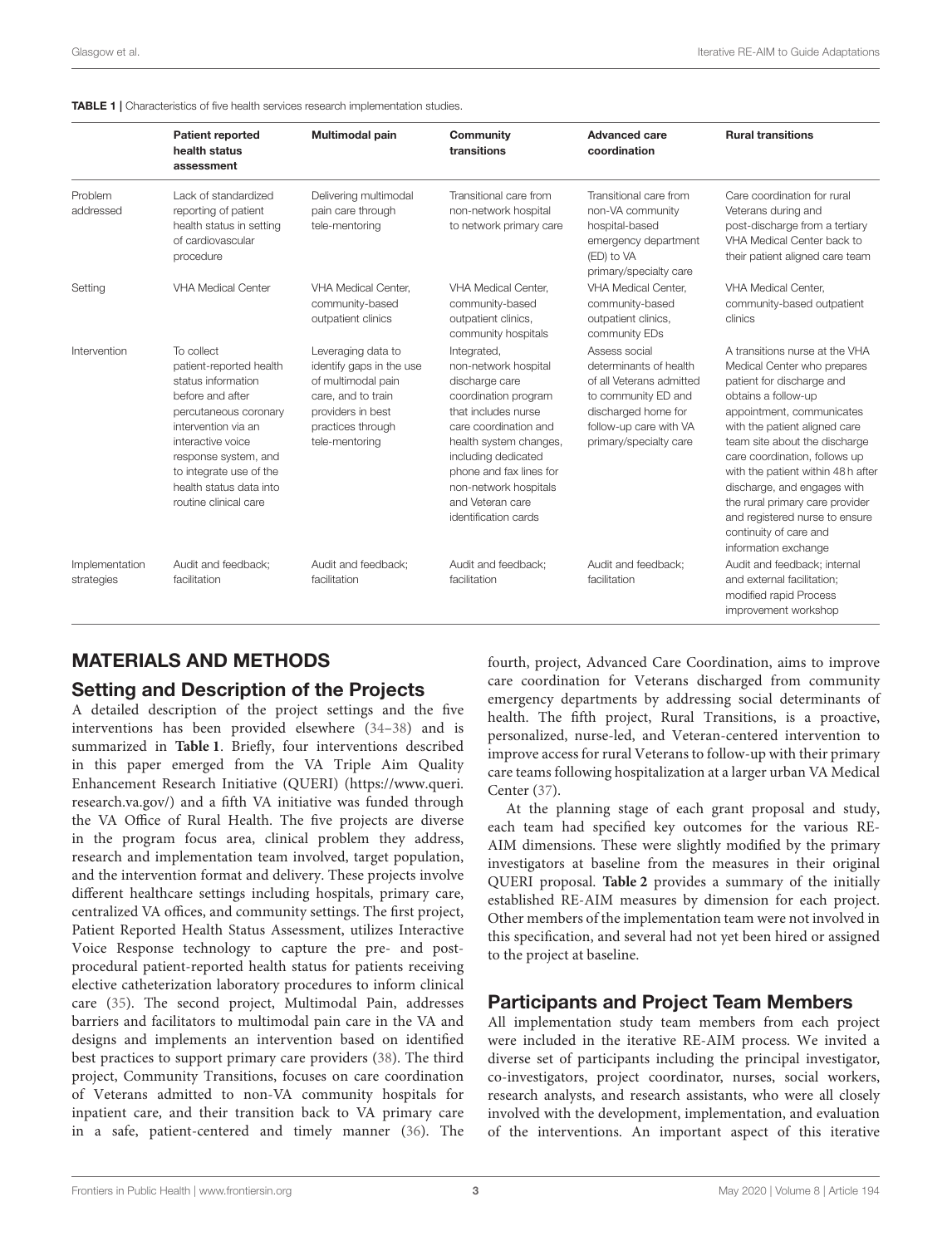**TABLE 1 |** Characteristics of five health services research implementation studies.

| | Patient reported health status assessment | Multimodal pain | Community transitions | Advanced care coordination | Rural transitions |
|---|---|---|---|---|---|
| Problem addressed | Lack of standardized reporting of patient health status in setting of cardiovascular procedure | Delivering multimodal pain care through tele-mentoring | Transitional care from non-network hospital to network primary care | Transitional care from non-VA community hospital-based emergency department (ED) to VA primary/specialty care | Care coordination for rural Veterans during and post-discharge from a tertiary VHA Medical Center back to their patient aligned care team |
| Setting | VHA Medical Center | VHA Medical Center, community-based outpatient clinics | VHA Medical Center, community-based outpatient clinics, community hospitals | VHA Medical Center, community-based outpatient clinics, community EDs | VHA Medical Center, community-based outpatient clinics |
| Intervention | To collect patient-reported health status information before and after percutaneous coronary intervention via an interactive voice response system, and to integrate use of the health status data into routine clinical care | Leveraging data to identify gaps in the use of multimodal pain care, and to train providers in best practices through tele-mentoring | Integrated, non-network hospital discharge care coordination program that includes nurse care coordination and health system changes, including dedicated phone and fax lines for non-network hospitals and Veteran care identification cards | Assess social determinants of health of all Veterans admitted to community ED and discharged home for follow-up care with VA primary/specialty care | A transitions nurse at the VHA Medical Center who prepares patient for discharge and obtains a follow-up appointment, communicates with the patient aligned care team site about the discharge care coordination, follows up with the patient within 48 h after discharge, and engages with the rural primary care provider and registered nurse to ensure continuity of care and information exchange |
| Implementation strategies | Audit and feedback; facilitation | Audit and feedback; facilitation | Audit and feedback; facilitation | Audit and feedback; facilitation | Audit and feedback; internal and external facilitation; modified rapid Process improvement workshop |

## MATERIALS AND METHODS

### Setting and Description of the Projects

A detailed description of the project settings and the five interventions has been provided elsewhere (34–38) and is summarized in **Table 1**. Briefly, four interventions described in this paper emerged from the VA Triple Aim Quality Enhancement Research Initiative (QUERI) (https://www.queri.research.va.gov/) and a fifth VA initiative was funded through the VA Office of Rural Health. The five projects are diverse in the program focus area, clinical problem they address, research and implementation team involved, target population, and the intervention format and delivery. These projects involve different healthcare settings including hospitals, primary care, centralized VA offices, and community settings. The first project, Patient Reported Health Status Assessment, utilizes Interactive Voice Response technology to capture the pre- and post-procedural patient-reported health status for patients receiving elective catheterization laboratory procedures to inform clinical care (35). The second project, Multimodal Pain, addresses barriers and facilitators to multimodal pain care in the VA and designs and implements an intervention based on identified best practices to support primary care providers (38). The third project, Community Transitions, focuses on care coordination of Veterans admitted to non-VA community hospitals for inpatient care, and their transition back to VA primary care in a safe, patient-centered and timely manner (36). The fourth, project, Advanced Care Coordination, aims to improve care coordination for Veterans discharged from community emergency departments by addressing social determinants of health. The fifth project, Rural Transitions, is a proactive, personalized, nurse-led, and Veteran-centered intervention to improve access for rural Veterans to follow-up with their primary care teams following hospitalization at a larger urban VA Medical Center (37).

At the planning stage of each grant proposal and study, each team had specified key outcomes for the various RE-AIM dimensions. These were slightly modified by the primary investigators at baseline from the measures in their original QUERI proposal. **Table 2** provides a summary of the initially established RE-AIM measures by dimension for each project. Other members of the implementation team were not involved in this specification, and several had not yet been hired or assigned to the project at baseline.

### Participants and Project Team Members

All implementation study team members from each project were included in the iterative RE-AIM process. We invited a diverse set of participants including the principal investigator, co-investigators, project coordinator, nurses, social workers, research analysts, and research assistants, who were all closely involved with the development, implementation, and evaluation of the interventions. An important aspect of this iterative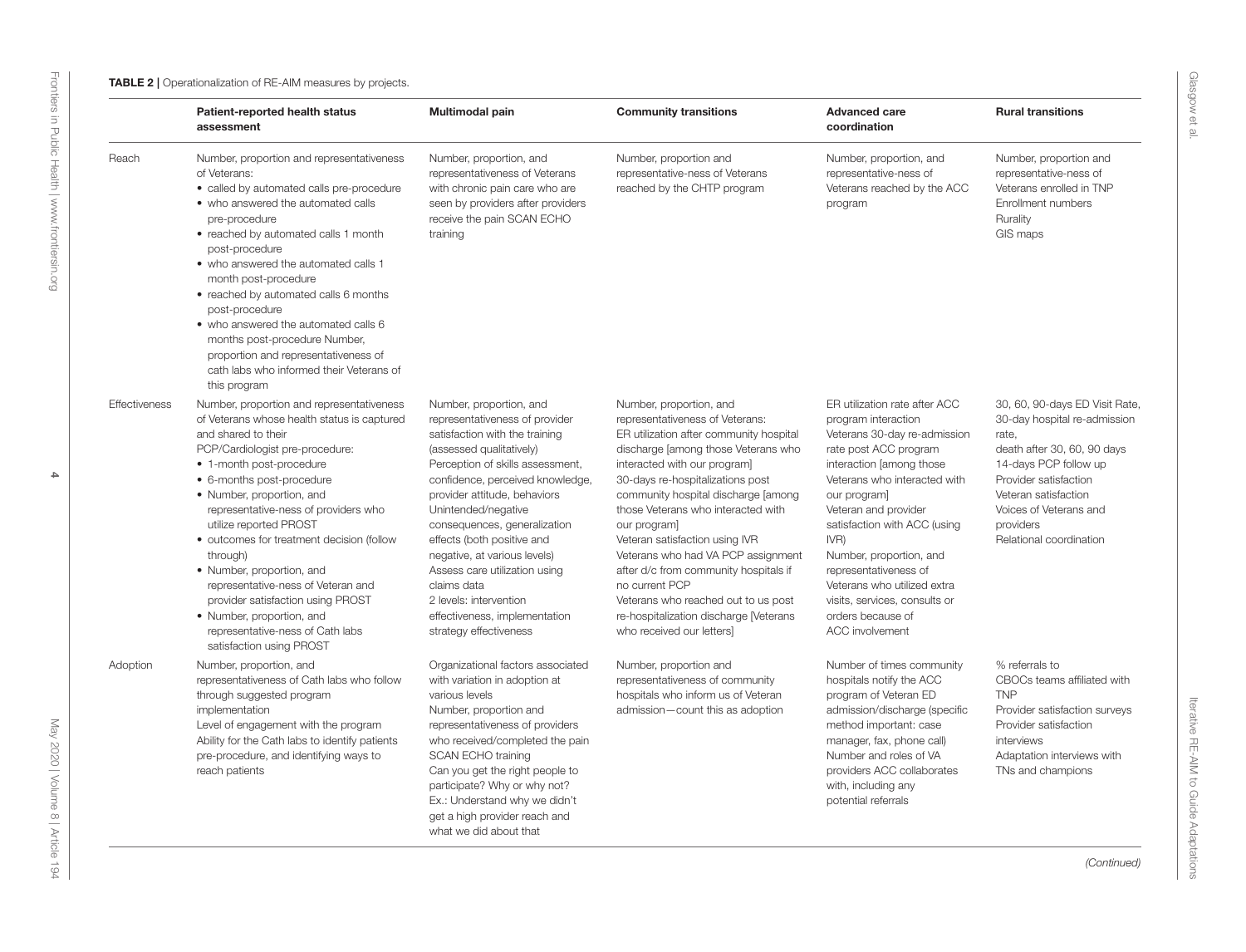**TABLE 2** | Operationalization of RE-AIM measures by projects.

| | Patient-reported health status assessment | Multimodal pain | Community transitions | Advanced care coordination | Rural transitions |
|---|---|---|---|---|---|
| Reach | Number, proportion and representativeness of Veterans:<br>• called by automated calls pre-procedure<br>• who answered the automated calls pre-procedure<br>• reached by automated calls 1 month post-procedure<br>• who answered the automated calls 1 month post-procedure<br>• reached by automated calls 6 months post-procedure<br>• who answered the automated calls 6 months post-procedure Number, proportion and representativeness of cath labs who informed their Veterans of this program | Number, proportion, and representativeness of Veterans with chronic pain care who are seen by providers after providers receive the pain SCAN ECHO training | Number, proportion and representative-ness of Veterans reached by the CHTP program | Number, proportion, and representative-ness of Veterans reached by the ACC program | Number, proportion and representative-ness of Veterans enrolled in TNP<br>Enrollment numbers<br>Rurality<br>GIS maps |
| Effectiveness | Number, proportion and representativeness of Veterans whose health status is captured and shared to their PCP/Cardiologist pre-procedure:<br>• 1-month post-procedure<br>• 6-months post-procedure<br>• Number, proportion, and representative-ness of providers who utilize reported PROST<br>• outcomes for treatment decision (follow through)<br>• Number, proportion, and representative-ness of Veteran and provider satisfaction using PROST<br>• Number, proportion, and representative-ness of Cath labs satisfaction using PROST | Number, proportion, and representativeness of provider satisfaction with the training (assessed qualitatively)<br>Perception of skills assessment, confidence, perceived knowledge, provider attitude, behaviors<br>Unintended/negative consequences, generalization effects (both positive and negative, at various levels)<br>Assess care utilization using claims data<br>2 levels: intervention effectiveness, implementation strategy effectiveness | Number, proportion, and representativeness of Veterans:<br>ER utilization after community hospital discharge [among those Veterans who interacted with our program]<br>30-days re-hospitalizations post community hospital discharge [among those Veterans who interacted with our program]<br>Veteran satisfaction using IVR<br>Veterans who had VA PCP assignment after d/c from community hospitals if no current PCP<br>Veterans who reached out to us post re-hospitalization discharge [Veterans who received our letters] | ER utilization rate after ACC program interaction<br>Veterans 30-day re-admission rate post ACC program interaction [among those Veterans who interacted with our program]<br>Veteran and provider satisfaction with ACC (using IVR)<br>Number, proportion, and representativeness of Veterans who utilized extra visits, services, consults or orders because of ACC involvement | 30, 60, 90-days ED Visit Rate,<br>30-day hospital re-admission rate,<br>death after 30, 60, 90 days<br>14-days PCP follow up<br>Provider satisfaction<br>Veteran satisfaction<br>Voices of Veterans and providers<br>Relational coordination |
| Adoption | Number, proportion, and representativeness of Cath labs who follow through suggested program implementation<br>Level of engagement with the program<br>Ability for the Cath labs to identify patients pre-procedure, and identifying ways to reach patients | Organizational factors associated with variation in adoption at various levels<br>Number, proportion and representativeness of providers who received/completed the pain SCAN ECHO training<br>Can you get the right people to participate? Why or why not?<br>Ex.: Understand why we didn't get a high provider reach and what we did about that | Number, proportion and representativeness of community hospitals who inform us of Veteran admission—count this as adoption | Number of times community hospitals notify the ACC program of Veteran ED admission/discharge (specific method important: case manager, fax, phone call)<br>Number and roles of VA providers ACC collaborates with, including any potential referrals | % referrals to CBOCs teams affiliated with TNP<br>Provider satisfaction surveys<br>Provider satisfaction interviews<br>Adaptation interviews with TNs and champions |

*(Continued)*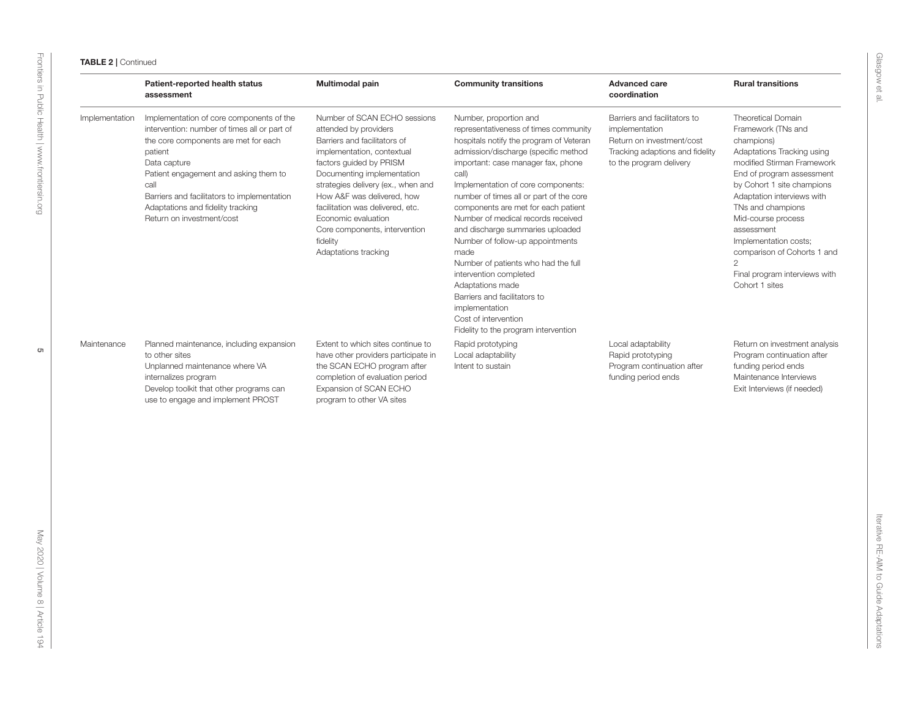**TABLE 2 |** Continued

| | Patient-reported health status assessment | Multimodal pain | Community transitions | Advanced care coordination | Rural transitions |
|---|---|---|---|---|---|
| Implementation | Implementation of core components of the intervention: number of times all or part of the core components are met for each patient<br>Data capture<br>Patient engagement and asking them to call<br>Barriers and facilitators to implementation<br>Adaptations and fidelity tracking<br>Return on investment/cost | Number of SCAN ECHO sessions attended by providers<br>Barriers and facilitators of implementation, contextual factors guided by PRISM<br>Documenting implementation strategies delivery (ex., when and How A&F was delivered, how facilitation was delivered, etc.<br>Economic evaluation<br>Core components, intervention fidelity<br>Adaptations tracking | Number, proportion and representativeness of times community hospitals notify the program of Veteran admission/discharge (specific method important: case manager fax, phone call)<br>Implementation of core components: number of times all or part of the core components are met for each patient<br>Number of medical records received and discharge summaries uploaded<br>Number of follow-up appointments made<br>Number of patients who had the full intervention completed<br>Adaptations made<br>Barriers and facilitators to implementation<br>Cost of intervention<br>Fidelity to the program intervention | Barriers and facilitators to implementation<br>Return on investment/cost<br>Tracking adaptions and fidelity to the program delivery | Theoretical Domain Framework (TNs and champions)<br>Adaptations Tracking using modified Stirman Framework<br>End of program assessment by Cohort 1 site champions<br>Adaptation interviews with TNs and champions<br>Mid-course process assessment<br>Implementation costs; comparison of Cohorts 1 and 2<br>Final program interviews with Cohort 1 sites |
| Maintenance | Planned maintenance, including expansion to other sites<br>Unplanned maintenance where VA internalizes program<br>Develop toolkit that other programs can use to engage and implement PROST | Extent to which sites continue to have other providers participate in the SCAN ECHO program after completion of evaluation period<br>Expansion of SCAN ECHO program to other VA sites | Rapid prototyping<br>Local adaptability<br>Intent to sustain | Local adaptability<br>Rapid prototyping<br>Program continuation after funding period ends | Return on investment analysis<br>Program continuation after funding period ends<br>Maintenance Interviews<br>Exit Interviews (if needed) |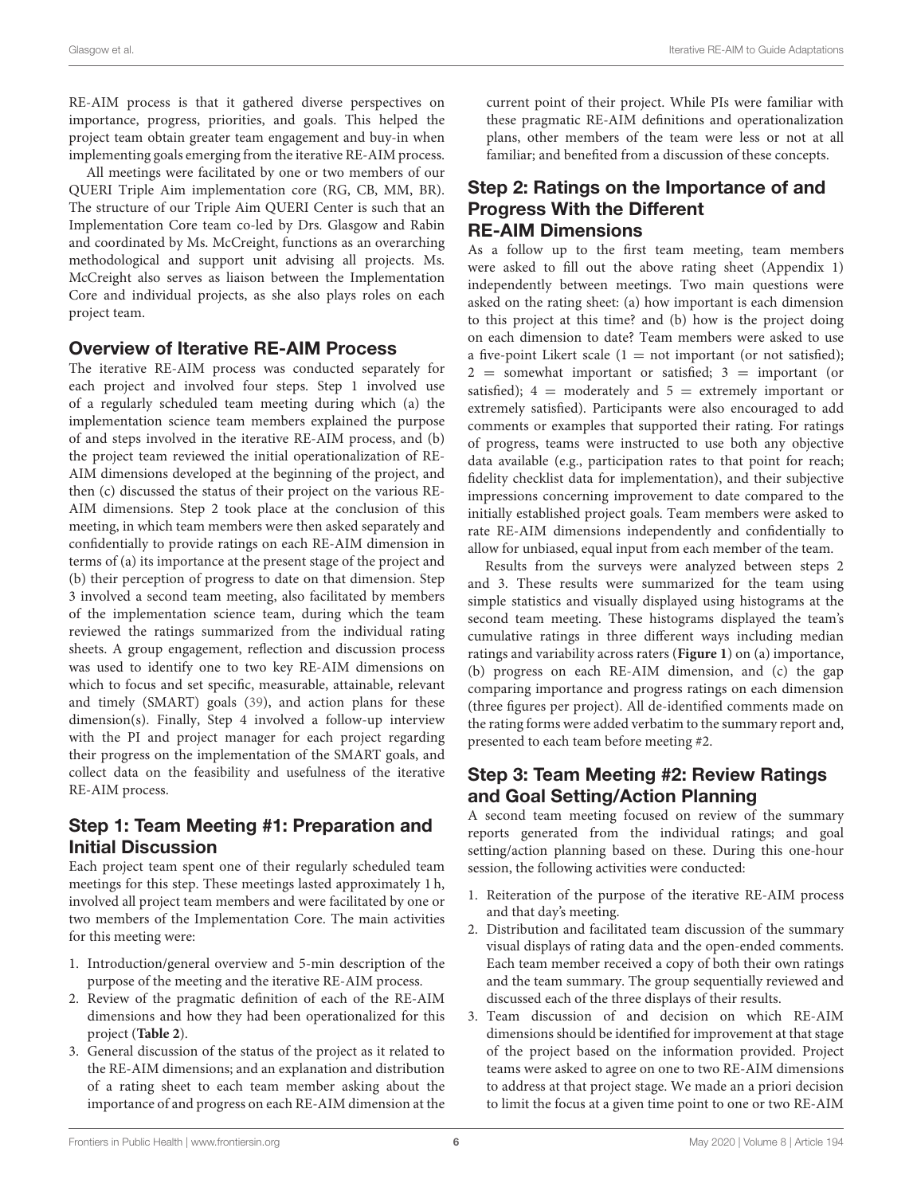RE-AIM process is that it gathered diverse perspectives on importance, progress, priorities, and goals. This helped the project team obtain greater team engagement and buy-in when implementing goals emerging from the iterative RE-AIM process.

All meetings were facilitated by one or two members of our QUERI Triple Aim implementation core (RG, CB, MM, BR). The structure of our Triple Aim QUERI Center is such that an Implementation Core team co-led by Drs. Glasgow and Rabin and coordinated by Ms. McCreight, functions as an overarching methodological and support unit advising all projects. Ms. McCreight also serves as liaison between the Implementation Core and individual projects, as she also plays roles on each project team.

## Overview of Iterative RE-AIM Process

The iterative RE-AIM process was conducted separately for each project and involved four steps. Step 1 involved use of a regularly scheduled team meeting during which (a) the implementation science team members explained the purpose of and steps involved in the iterative RE-AIM process, and (b) the project team reviewed the initial operationalization of RE-AIM dimensions developed at the beginning of the project, and then (c) discussed the status of their project on the various RE-AIM dimensions. Step 2 took place at the conclusion of this meeting, in which team members were then asked separately and confidentially to provide ratings on each RE-AIM dimension in terms of (a) its importance at the present stage of the project and (b) their perception of progress to date on that dimension. Step 3 involved a second team meeting, also facilitated by members of the implementation science team, during which the team reviewed the ratings summarized from the individual rating sheets. A group engagement, reflection and discussion process was used to identify one to two key RE-AIM dimensions on which to focus and set specific, measurable, attainable, relevant and timely (SMART) goals (39), and action plans for these dimension(s). Finally, Step 4 involved a follow-up interview with the PI and project manager for each project regarding their progress on the implementation of the SMART goals, and collect data on the feasibility and usefulness of the iterative RE-AIM process.

## Step 1: Team Meeting #1: Preparation and Initial Discussion

Each project team spent one of their regularly scheduled team meetings for this step. These meetings lasted approximately 1 h, involved all project team members and were facilitated by one or two members of the Implementation Core. The main activities for this meeting were:

1. Introduction/general overview and 5-min description of the purpose of the meeting and the iterative RE-AIM process.
2. Review of the pragmatic definition of each of the RE-AIM dimensions and how they had been operationalized for this project (**Table 2**).
3. General discussion of the status of the project as it related to the RE-AIM dimensions; and an explanation and distribution of a rating sheet to each team member asking about the importance of and progress on each RE-AIM dimension at the current point of their project. While PIs were familiar with these pragmatic RE-AIM definitions and operationalization plans, other members of the team were less or not at all familiar; and benefited from a discussion of these concepts.

## Step 2: Ratings on the Importance of and Progress With the Different RE-AIM Dimensions

As a follow up to the first team meeting, team members were asked to fill out the above rating sheet (Appendix 1) independently between meetings. Two main questions were asked on the rating sheet: (a) how important is each dimension to this project at this time? and (b) how is the project doing on each dimension to date? Team members were asked to use a five-point Likert scale (1 = not important (or not satisfied); 2 = somewhat important or satisfied; 3 = important (or satisfied); 4 = moderately and 5 = extremely important or extremely satisfied). Participants were also encouraged to add comments or examples that supported their rating. For ratings of progress, teams were instructed to use both any objective data available (e.g., participation rates to that point for reach; fidelity checklist data for implementation), and their subjective impressions concerning improvement to date compared to the initially established project goals. Team members were asked to rate RE-AIM dimensions independently and confidentially to allow for unbiased, equal input from each member of the team.

Results from the surveys were analyzed between steps 2 and 3. These results were summarized for the team using simple statistics and visually displayed using histograms at the second team meeting. These histograms displayed the team's cumulative ratings in three different ways including median ratings and variability across raters (**Figure 1**) on (a) importance, (b) progress on each RE-AIM dimension, and (c) the gap comparing importance and progress ratings on each dimension (three figures per project). All de-identified comments made on the rating forms were added verbatim to the summary report and, presented to each team before meeting #2.

## Step 3: Team Meeting #2: Review Ratings and Goal Setting/Action Planning

A second team meeting focused on review of the summary reports generated from the individual ratings; and goal setting/action planning based on these. During this one-hour session, the following activities were conducted:

1. Reiteration of the purpose of the iterative RE-AIM process and that day's meeting.
2. Distribution and facilitated team discussion of the summary visual displays of rating data and the open-ended comments. Each team member received a copy of both their own ratings and the team summary. The group sequentially reviewed and discussed each of the three displays of their results.
3. Team discussion of and decision on which RE-AIM dimensions should be identified for improvement at that stage of the project based on the information provided. Project teams were asked to agree on one to two RE-AIM dimensions to address at that project stage. We made an a priori decision to limit the focus at a given time point to one or two RE-AIM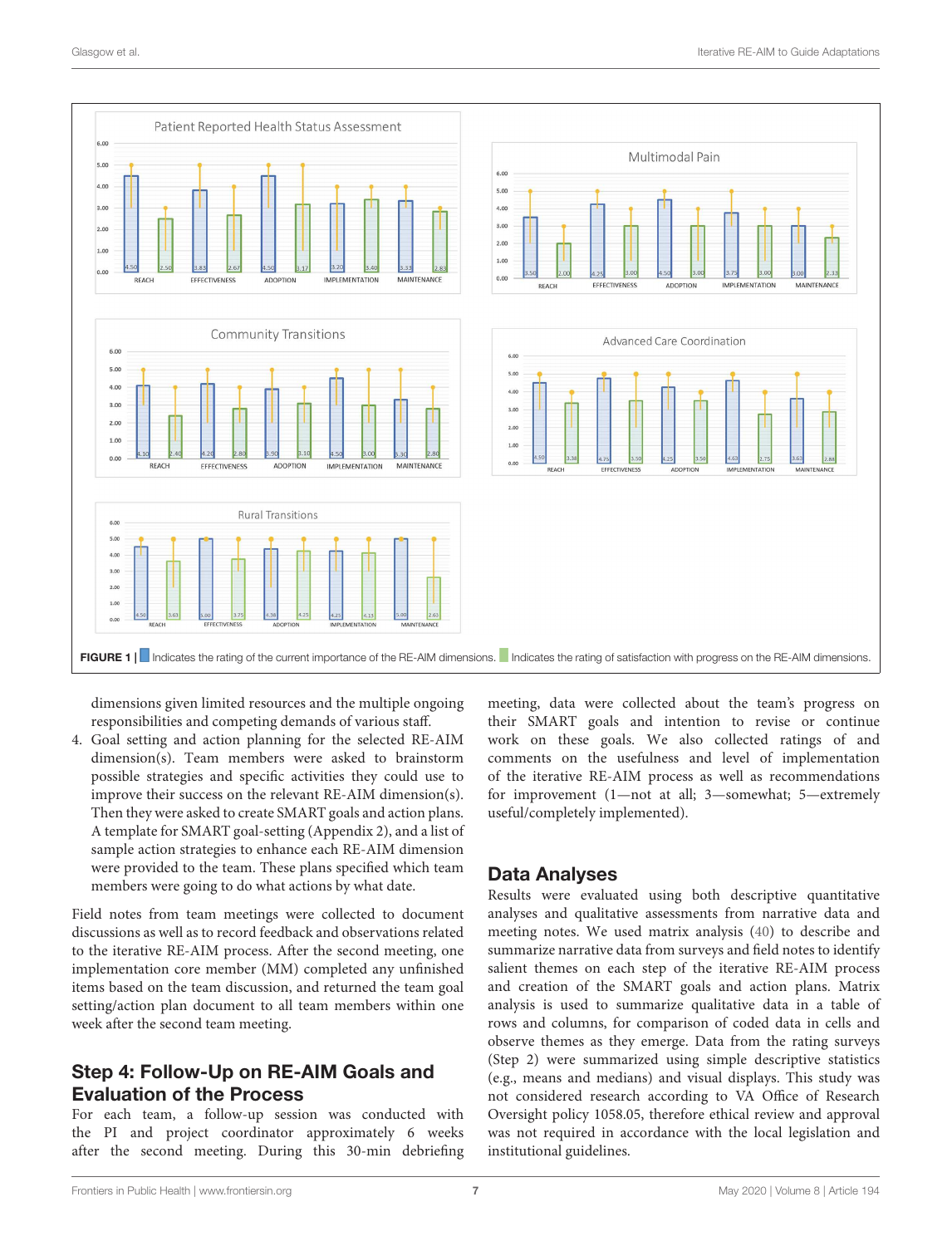FIGURE 1 | [blue] Indicates the rating of the current importance of the RE-AIM dimensions. [green] Indicates the rating of satisfaction with progress on the RE-AIM dimensions.

dimensions given limited resources and the multiple ongoing responsibilities and competing demands of various staff.

4. Goal setting and action planning for the selected RE-AIM dimension(s). Team members were asked to brainstorm possible strategies and specific activities they could use to improve their success on the relevant RE-AIM dimension(s). Then they were asked to create SMART goals and action plans. A template for SMART goal-setting (Appendix 2), and a list of sample action strategies to enhance each RE-AIM dimension were provided to the team. These plans specified which team members were going to do what actions by what date.

Field notes from team meetings were collected to document discussions as well as to record feedback and observations related to the iterative RE-AIM process. After the second meeting, one implementation core member (MM) completed any unfinished items based on the team discussion, and returned the team goal setting/action plan document to all team members within one week after the second team meeting.

## Step 4: Follow-Up on RE-AIM Goals and Evaluation of the Process

For each team, a follow-up session was conducted with the PI and project coordinator approximately 6 weeks after the second meeting. During this 30-min debriefing meeting, data were collected about the team's progress on their SMART goals and intention to revise or continue work on these goals. We also collected ratings of and comments on the usefulness and level of implementation of the iterative RE-AIM process as well as recommendations for improvement (1—not at all; 3—somewhat; 5—extremely useful/completely implemented).

## Data Analyses

Results were evaluated using both descriptive quantitative analyses and qualitative assessments from narrative data and meeting notes. We used matrix analysis (40) to describe and summarize narrative data from surveys and field notes to identify salient themes on each step of the iterative RE-AIM process and creation of the SMART goals and action plans. Matrix analysis is used to summarize qualitative data in a table of rows and columns, for comparison of coded data in cells and observe themes as they emerge. Data from the rating surveys (Step 2) were summarized using simple descriptive statistics (e.g., means and medians) and visual displays. This study was not considered research according to VA Office of Research Oversight policy 1058.05, therefore ethical review and approval was not required in accordance with the local legislation and institutional guidelines.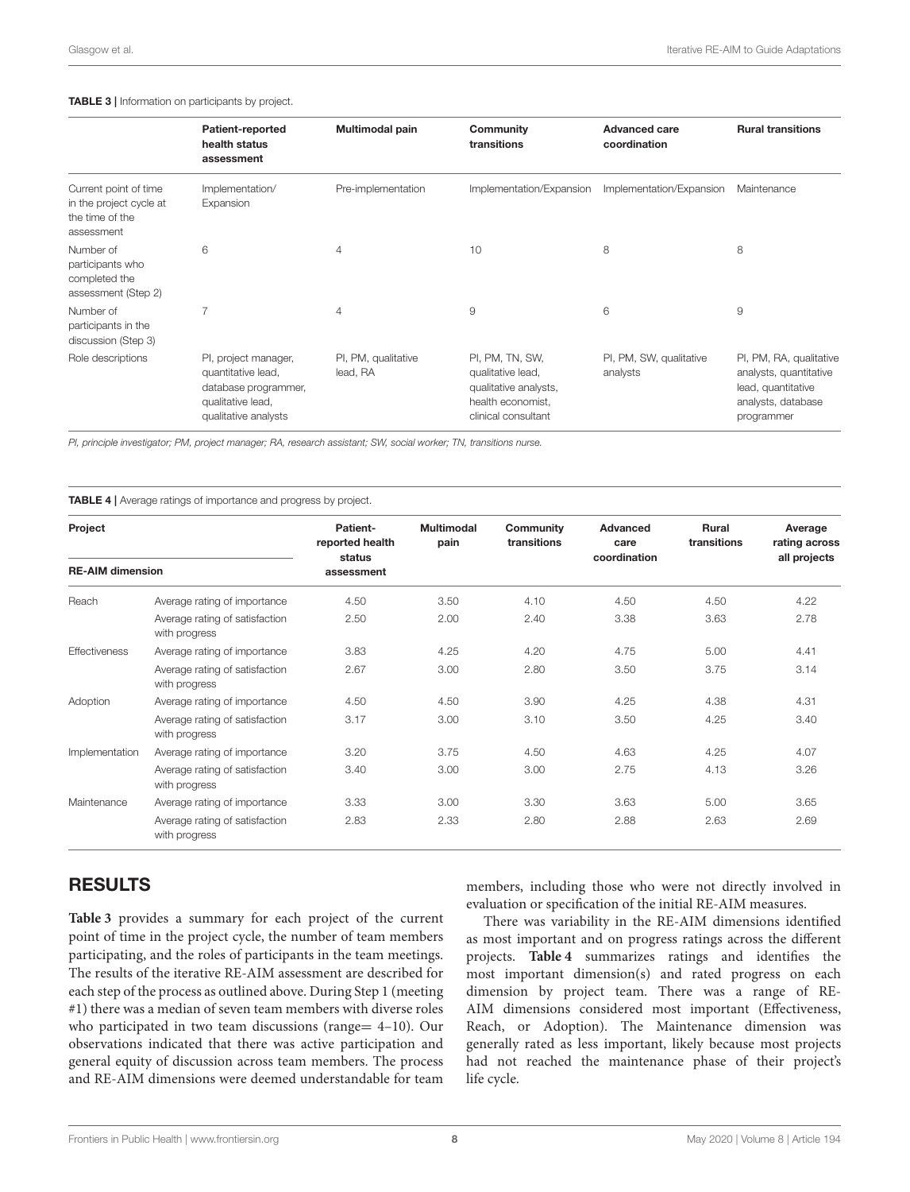**TABLE 3 |** Information on participants by project.

| | Patient-reported health status assessment | Multimodal pain | Community transitions | Advanced care coordination | Rural transitions |
|---|---|---|---|---|---|
| Current point of time in the project cycle at the time of the assessment | Implementation/ Expansion | Pre-implementation | Implementation/Expansion | Implementation/Expansion | Maintenance |
| Number of participants who completed the assessment (Step 2) | 6 | 4 | 10 | 8 | 8 |
| Number of participants in the discussion (Step 3) | 7 | 4 | 9 | 6 | 9 |
| Role descriptions | PI, project manager, quantitative lead, database programmer, qualitative lead, qualitative analysts | PI, PM, qualitative lead, RA | PI, PM, TN, SW, qualitative lead, qualitative analysts, health economist, clinical consultant | PI, PM, SW, qualitative analysts | PI, PM, RA, qualitative analysts, quantitative lead, quantitative analysts, database programmer |

*PI, principle investigator; PM, project manager; RA, research assistant; SW, social worker; TN, transitions nurse.*

**TABLE 4 |** Average ratings of importance and progress by project.

| Project | | Patient-reported health status assessment | Multimodal pain | Community transitions | Advanced care coordination | Rural transitions | Average rating across all projects |
|---|---|---|---|---|---|---|---|
| **RE-AIM dimension** | | | | | | | |
| Reach | Average rating of importance | 4.50 | 3.50 | 4.10 | 4.50 | 4.50 | 4.22 |
| | Average rating of satisfaction with progress | 2.50 | 2.00 | 2.40 | 3.38 | 3.63 | 2.78 |
| Effectiveness | Average rating of importance | 3.83 | 4.25 | 4.20 | 4.75 | 5.00 | 4.41 |
| | Average rating of satisfaction with progress | 2.67 | 3.00 | 2.80 | 3.50 | 3.75 | 3.14 |
| Adoption | Average rating of importance | 4.50 | 4.50 | 3.90 | 4.25 | 4.38 | 4.31 |
| | Average rating of satisfaction with progress | 3.17 | 3.00 | 3.10 | 3.50 | 4.25 | 3.40 |
| Implementation | Average rating of importance | 3.20 | 3.75 | 4.50 | 4.63 | 4.25 | 4.07 |
| | Average rating of satisfaction with progress | 3.40 | 3.00 | 3.00 | 2.75 | 4.13 | 3.26 |
| Maintenance | Average rating of importance | 3.33 | 3.00 | 3.30 | 3.63 | 5.00 | 3.65 |
| | Average rating of satisfaction with progress | 2.83 | 2.33 | 2.80 | 2.88 | 2.63 | 2.69 |

## RESULTS

**Table 3** provides a summary for each project of the current point of time in the project cycle, the number of team members participating, and the roles of participants in the team meetings. The results of the iterative RE-AIM assessment are described for each step of the process as outlined above. During Step 1 (meeting #1) there was a median of seven team members with diverse roles who participated in two team discussions (range= 4–10). Our observations indicated that there was active participation and general equity of discussion across team members. The process and RE-AIM dimensions were deemed understandable for team members, including those who were not directly involved in evaluation or specification of the initial RE-AIM measures.

There was variability in the RE-AIM dimensions identified as most important and on progress ratings across the different projects. **Table 4** summarizes ratings and identifies the most important dimension(s) and rated progress on each dimension by project team. There was a range of RE-AIM dimensions considered most important (Effectiveness, Reach, or Adoption). The Maintenance dimension was generally rated as less important, likely because most projects had not reached the maintenance phase of their project's life cycle.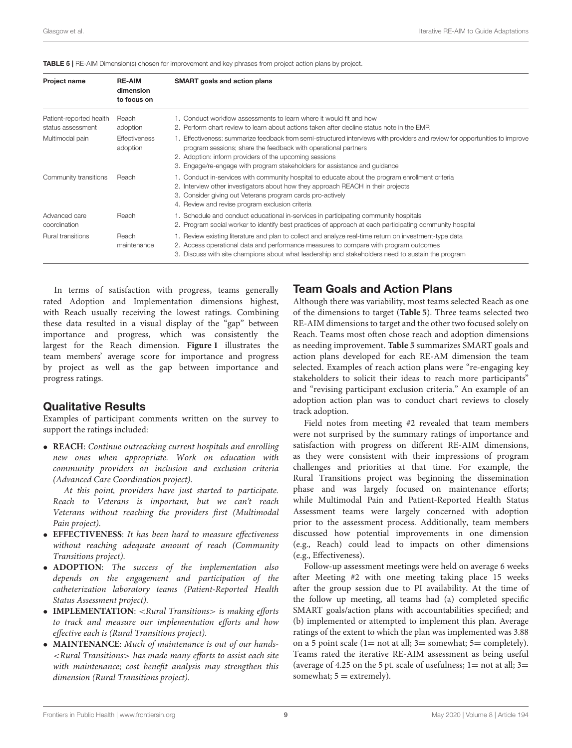**TABLE 5 |** RE-AIM Dimension(s) chosen for improvement and key phrases from project action plans by project.

| Project name | RE-AIM dimension to focus on | SMART goals and action plans |
|---|---|---|
| Patient-reported health status assessment | Reach adoption | 1. Conduct workflow assessments to learn where it would fit and how<br>2. Perform chart review to learn about actions taken after decline status note in the EMR |
| Multimodal pain | Effectiveness adoption | 1. Effectiveness: summarize feedback from semi-structured interviews with providers and review for opportunities to improve program sessions; share the feedback with operational partners<br>2. Adoption: inform providers of the upcoming sessions<br>3. Engage/re-engage with program stakeholders for assistance and guidance |
| Community transitions | Reach | 1. Conduct in-services with community hospital to educate about the program enrollment criteria<br>2. Interview other investigators about how they approach REACH in their projects<br>3. Consider giving out Veterans program cards pro-actively<br>4. Review and revise program exclusion criteria |
| Advanced care coordination | Reach | 1. Schedule and conduct educational in-services in participating community hospitals<br>2. Program social worker to identify best practices of approach at each participating community hospital |
| Rural transitions | Reach maintenance | 1. Review existing literature and plan to collect and analyze real-time return on investment-type data<br>2. Access operational data and performance measures to compare with program outcomes<br>3. Discuss with site champions about what leadership and stakeholders need to sustain the program |

In terms of satisfaction with progress, teams generally rated Adoption and Implementation dimensions highest, with Reach usually receiving the lowest ratings. Combining these data resulted in a visual display of the "gap" between importance and progress, which was consistently the largest for the Reach dimension. **Figure 1** illustrates the team members' average score for importance and progress by project as well as the gap between importance and progress ratings.

## Qualitative Results

Examples of participant comments written on the survey to support the ratings included:

- **REACH**: *Continue outreaching current hospitals and enrolling new ones when appropriate. Work on education with community providers on inclusion and exclusion criteria (Advanced Care Coordination project).*

  *At this point, providers have just started to participate. Reach to Veterans is important, but we can't reach Veterans without reaching the providers first (Multimodal Pain project).*
- **EFFECTIVENESS**: *It has been hard to measure effectiveness without reaching adequate amount of reach (Community Transitions project).*
- **ADOPTION**: *The success of the implementation also depends on the engagement and participation of the catheterization laboratory teams (Patient-Reported Health Status Assessment project).*
- **IMPLEMENTATION**: *<Rural Transitions> is making efforts to track and measure our implementation efforts and how effective each is (Rural Transitions project).*
- **MAINTENANCE**: *Much of maintenance is out of our hands- <Rural Transitions> has made many efforts to assist each site with maintenance; cost benefit analysis may strengthen this dimension (Rural Transitions project).*

## Team Goals and Action Plans

Although there was variability, most teams selected Reach as one of the dimensions to target (**Table 5**). Three teams selected two RE-AIM dimensions to target and the other two focused solely on Reach. Teams most often chose reach and adoption dimensions as needing improvement. **Table 5** summarizes SMART goals and action plans developed for each RE-AM dimension the team selected. Examples of reach action plans were "re-engaging key stakeholders to solicit their ideas to reach more participants" and "revising participant exclusion criteria." An example of an adoption action plan was to conduct chart reviews to closely track adoption.

Field notes from meeting #2 revealed that team members were not surprised by the summary ratings of importance and satisfaction with progress on different RE-AIM dimensions, as they were consistent with their impressions of program challenges and priorities at that time. For example, the Rural Transitions project was beginning the dissemination phase and was largely focused on maintenance efforts; while Multimodal Pain and Patient-Reported Health Status Assessment teams were largely concerned with adoption prior to the assessment process. Additionally, team members discussed how potential improvements in one dimension (e.g., Reach) could lead to impacts on other dimensions (e.g., Effectiveness).

Follow-up assessment meetings were held on average 6 weeks after Meeting #2 with one meeting taking place 15 weeks after the group session due to PI availability. At the time of the follow up meeting, all teams had (a) completed specific SMART goals/action plans with accountabilities specified; and (b) implemented or attempted to implement this plan. Average ratings of the extent to which the plan was implemented was 3.88 on a 5 point scale (1= not at all; 3= somewhat; 5= completely). Teams rated the iterative RE-AIM assessment as being useful (average of 4.25 on the 5 pt. scale of usefulness; 1= not at all; 3= somewhat; 5 = extremely).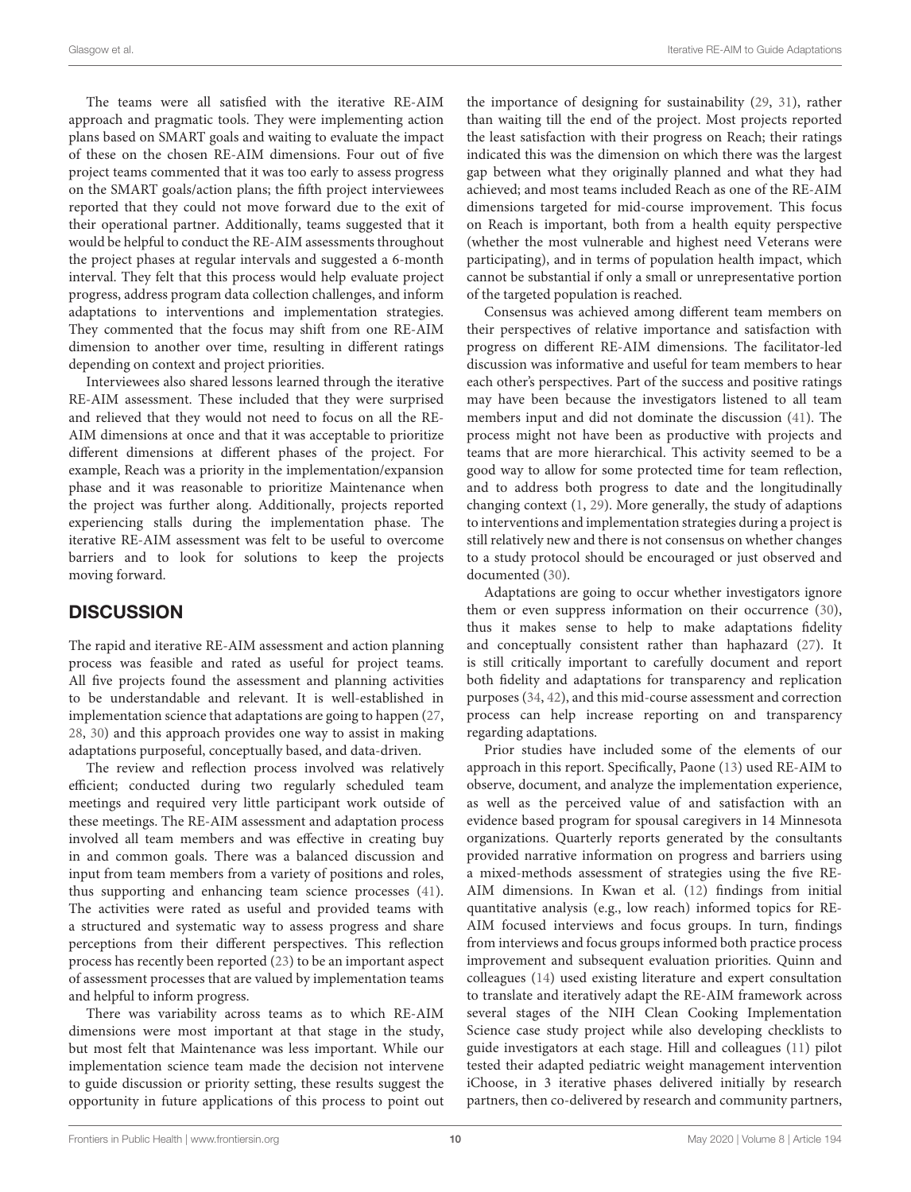The teams were all satisfied with the iterative RE-AIM approach and pragmatic tools. They were implementing action plans based on SMART goals and waiting to evaluate the impact of these on the chosen RE-AIM dimensions. Four out of five project teams commented that it was too early to assess progress on the SMART goals/action plans; the fifth project interviewees reported that they could not move forward due to the exit of their operational partner. Additionally, teams suggested that it would be helpful to conduct the RE-AIM assessments throughout the project phases at regular intervals and suggested a 6-month interval. They felt that this process would help evaluate project progress, address program data collection challenges, and inform adaptations to interventions and implementation strategies. They commented that the focus may shift from one RE-AIM dimension to another over time, resulting in different ratings depending on context and project priorities.

Interviewees also shared lessons learned through the iterative RE-AIM assessment. These included that they were surprised and relieved that they would not need to focus on all the RE-AIM dimensions at once and that it was acceptable to prioritize different dimensions at different phases of the project. For example, Reach was a priority in the implementation/expansion phase and it was reasonable to prioritize Maintenance when the project was further along. Additionally, projects reported experiencing stalls during the implementation phase. The iterative RE-AIM assessment was felt to be useful to overcome barriers and to look for solutions to keep the projects moving forward.

## DISCUSSION

The rapid and iterative RE-AIM assessment and action planning process was feasible and rated as useful for project teams. All five projects found the assessment and planning activities to be understandable and relevant. It is well-established in implementation science that adaptations are going to happen (27, 28, 30) and this approach provides one way to assist in making adaptations purposeful, conceptually based, and data-driven.

The review and reflection process involved was relatively efficient; conducted during two regularly scheduled team meetings and required very little participant work outside of these meetings. The RE-AIM assessment and adaptation process involved all team members and was effective in creating buy in and common goals. There was a balanced discussion and input from team members from a variety of positions and roles, thus supporting and enhancing team science processes (41). The activities were rated as useful and provided teams with a structured and systematic way to assess progress and share perceptions from their different perspectives. This reflection process has recently been reported (23) to be an important aspect of assessment processes that are valued by implementation teams and helpful to inform progress.

There was variability across teams as to which RE-AIM dimensions were most important at that stage in the study, but most felt that Maintenance was less important. While our implementation science team made the decision not intervene to guide discussion or priority setting, these results suggest the opportunity in future applications of this process to point out the importance of designing for sustainability (29, 31), rather than waiting till the end of the project. Most projects reported the least satisfaction with their progress on Reach; their ratings indicated this was the dimension on which there was the largest gap between what they originally planned and what they had achieved; and most teams included Reach as one of the RE-AIM dimensions targeted for mid-course improvement. This focus on Reach is important, both from a health equity perspective (whether the most vulnerable and highest need Veterans were participating), and in terms of population health impact, which cannot be substantial if only a small or unrepresentative portion of the targeted population is reached.

Consensus was achieved among different team members on their perspectives of relative importance and satisfaction with progress on different RE-AIM dimensions. The facilitator-led discussion was informative and useful for team members to hear each other's perspectives. Part of the success and positive ratings may have been because the investigators listened to all team members input and did not dominate the discussion (41). The process might not have been as productive with projects and teams that are more hierarchical. This activity seemed to be a good way to allow for some protected time for team reflection, and to address both progress to date and the longitudinally changing context (1, 29). More generally, the study of adaptions to interventions and implementation strategies during a project is still relatively new and there is not consensus on whether changes to a study protocol should be encouraged or just observed and documented (30).

Adaptations are going to occur whether investigators ignore them or even suppress information on their occurrence (30), thus it makes sense to help to make adaptations fidelity and conceptually consistent rather than haphazard (27). It is still critically important to carefully document and report both fidelity and adaptations for transparency and replication purposes (34, 42), and this mid-course assessment and correction process can help increase reporting on and transparency regarding adaptations.

Prior studies have included some of the elements of our approach in this report. Specifically, Paone (13) used RE-AIM to observe, document, and analyze the implementation experience, as well as the perceived value of and satisfaction with an evidence based program for spousal caregivers in 14 Minnesota organizations. Quarterly reports generated by the consultants provided narrative information on progress and barriers using a mixed-methods assessment of strategies using the five RE-AIM dimensions. In Kwan et al. (12) findings from initial quantitative analysis (e.g., low reach) informed topics for RE-AIM focused interviews and focus groups. In turn, findings from interviews and focus groups informed both practice process improvement and subsequent evaluation priorities. Quinn and colleagues (14) used existing literature and expert consultation to translate and iteratively adapt the RE-AIM framework across several stages of the NIH Clean Cooking Implementation Science case study project while also developing checklists to guide investigators at each stage. Hill and colleagues (11) pilot tested their adapted pediatric weight management intervention iChoose, in 3 iterative phases delivered initially by research partners, then co-delivered by research and community partners,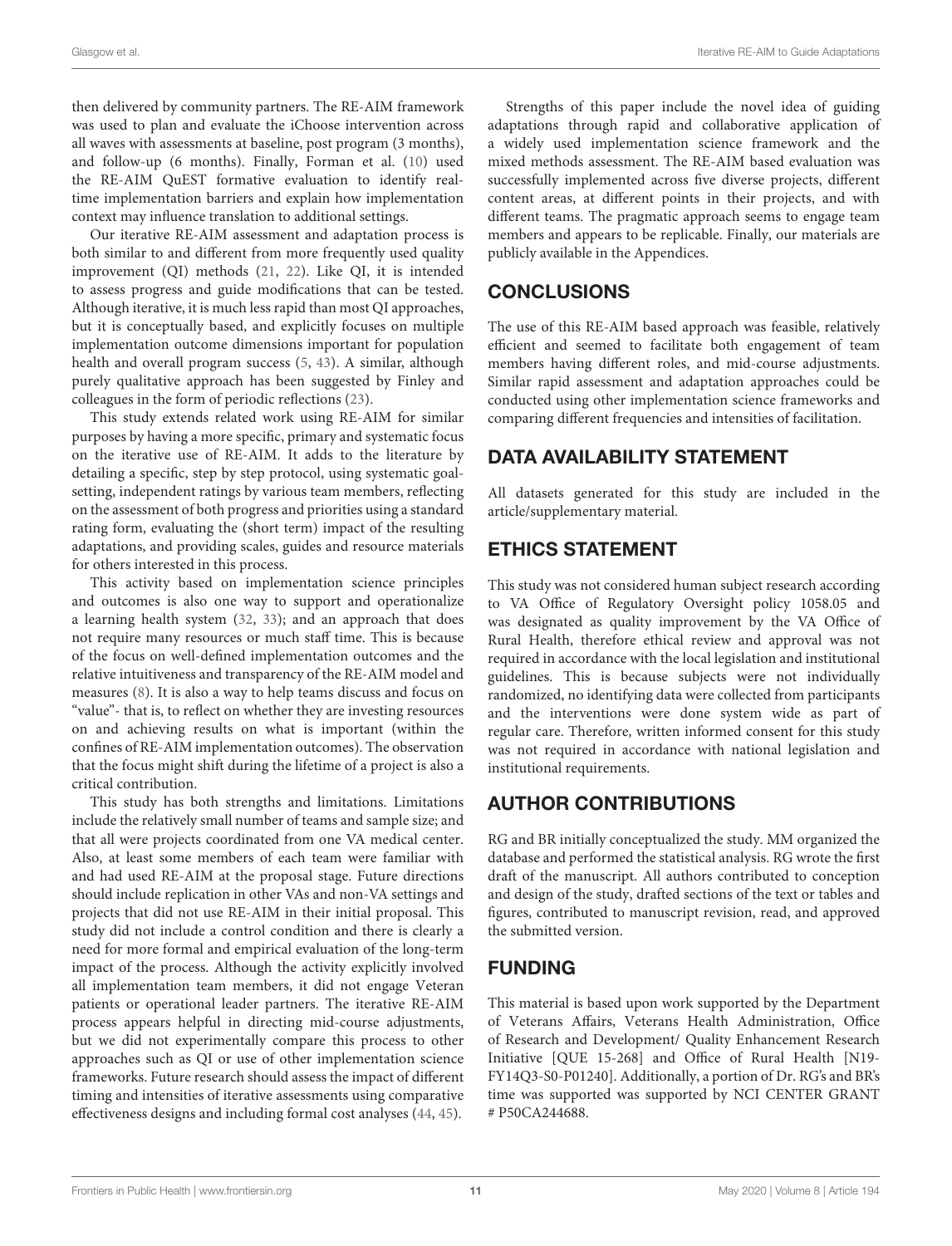then delivered by community partners. The RE-AIM framework was used to plan and evaluate the iChoose intervention across all waves with assessments at baseline, post program (3 months), and follow-up (6 months). Finally, Forman et al. (10) used the RE-AIM QuEST formative evaluation to identify real-time implementation barriers and explain how implementation context may influence translation to additional settings.

Our iterative RE-AIM assessment and adaptation process is both similar to and different from more frequently used quality improvement (QI) methods (21, 22). Like QI, it is intended to assess progress and guide modifications that can be tested. Although iterative, it is much less rapid than most QI approaches, but it is conceptually based, and explicitly focuses on multiple implementation outcome dimensions important for population health and overall program success (5, 43). A similar, although purely qualitative approach has been suggested by Finley and colleagues in the form of periodic reflections (23).

This study extends related work using RE-AIM for similar purposes by having a more specific, primary and systematic focus on the iterative use of RE-AIM. It adds to the literature by detailing a specific, step by step protocol, using systematic goal-setting, independent ratings by various team members, reflecting on the assessment of both progress and priorities using a standard rating form, evaluating the (short term) impact of the resulting adaptations, and providing scales, guides and resource materials for others interested in this process.

This activity based on implementation science principles and outcomes is also one way to support and operationalize a learning health system (32, 33); and an approach that does not require many resources or much staff time. This is because of the focus on well-defined implementation outcomes and the relative intuitiveness and transparency of the RE-AIM model and measures (8). It is also a way to help teams discuss and focus on "value"- that is, to reflect on whether they are investing resources on and achieving results on what is important (within the confines of RE-AIM implementation outcomes). The observation that the focus might shift during the lifetime of a project is also a critical contribution.

This study has both strengths and limitations. Limitations include the relatively small number of teams and sample size; and that all were projects coordinated from one VA medical center. Also, at least some members of each team were familiar with and had used RE-AIM at the proposal stage. Future directions should include replication in other VAs and non-VA settings and projects that did not use RE-AIM in their initial proposal. This study did not include a control condition and there is clearly a need for more formal and empirical evaluation of the long-term impact of the process. Although the activity explicitly involved all implementation team members, it did not engage Veteran patients or operational leader partners. The iterative RE-AIM process appears helpful in directing mid-course adjustments, but we did not experimentally compare this process to other approaches such as QI or use of other implementation science frameworks. Future research should assess the impact of different timing and intensities of iterative assessments using comparative effectiveness designs and including formal cost analyses (44, 45).

Strengths of this paper include the novel idea of guiding adaptations through rapid and collaborative application of a widely used implementation science framework and the mixed methods assessment. The RE-AIM based evaluation was successfully implemented across five diverse projects, different content areas, at different points in their projects, and with different teams. The pragmatic approach seems to engage team members and appears to be replicable. Finally, our materials are publicly available in the Appendices.

## CONCLUSIONS

The use of this RE-AIM based approach was feasible, relatively efficient and seemed to facilitate both engagement of team members having different roles, and mid-course adjustments. Similar rapid assessment and adaptation approaches could be conducted using other implementation science frameworks and comparing different frequencies and intensities of facilitation.

## DATA AVAILABILITY STATEMENT

All datasets generated for this study are included in the article/supplementary material.

## ETHICS STATEMENT

This study was not considered human subject research according to VA Office of Regulatory Oversight policy 1058.05 and was designated as quality improvement by the VA Office of Rural Health, therefore ethical review and approval was not required in accordance with the local legislation and institutional guidelines. This is because subjects were not individually randomized, no identifying data were collected from participants and the interventions were done system wide as part of regular care. Therefore, written informed consent for this study was not required in accordance with national legislation and institutional requirements.

## AUTHOR CONTRIBUTIONS

RG and BR initially conceptualized the study. MM organized the database and performed the statistical analysis. RG wrote the first draft of the manuscript. All authors contributed to conception and design of the study, drafted sections of the text or tables and figures, contributed to manuscript revision, read, and approved the submitted version.

## FUNDING

This material is based upon work supported by the Department of Veterans Affairs, Veterans Health Administration, Office of Research and Development/ Quality Enhancement Research Initiative [QUE 15-268] and Office of Rural Health [N19-FY14Q3-S0-P01240]. Additionally, a portion of Dr. RG's and BR's time was supported was supported by NCI CENTER GRANT # P50CA244688.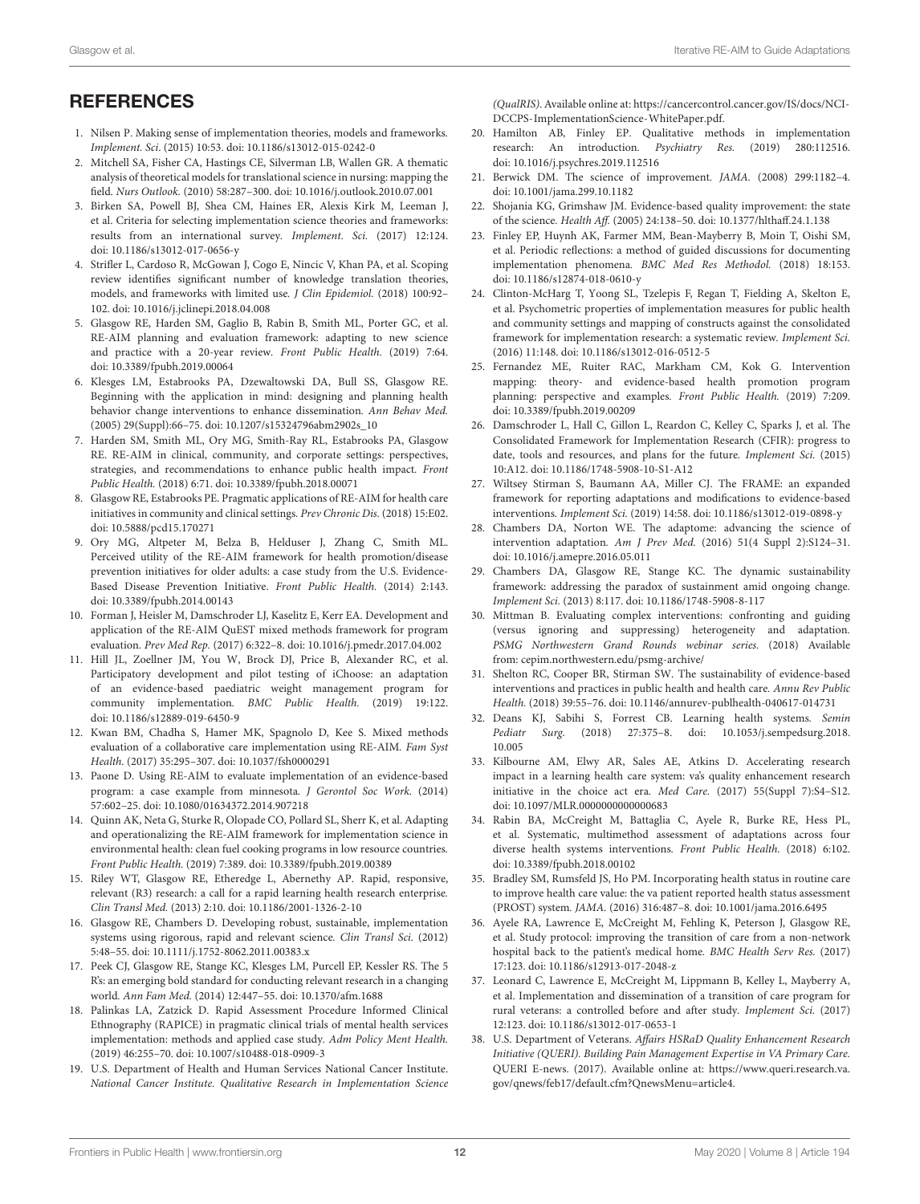## REFERENCES

1. Nilsen P. Making sense of implementation theories, models and frameworks. *Implement. Sci*. (2015) 10:53. doi: 10.1186/s13012-015-0242-0
2. Mitchell SA, Fisher CA, Hastings CE, Silverman LB, Wallen GR. A thematic analysis of theoretical models for translational science in nursing: mapping the field. *Nurs Outlook*. (2010) 58:287–300. doi: 10.1016/j.outlook.2010.07.001
3. Birken SA, Powell BJ, Shea CM, Haines ER, Alexis Kirk M, Leeman J, et al. Criteria for selecting implementation science theories and frameworks: results from an international survey. *Implement. Sci*. (2017) 12:124. doi: 10.1186/s13012-017-0656-y
4. Strifler L, Cardoso R, McGowan J, Cogo E, Nincic V, Khan PA, et al. Scoping review identifies significant number of knowledge translation theories, models, and frameworks with limited use. *J Clin Epidemiol*. (2018) 100:92–102. doi: 10.1016/j.jclinepi.2018.04.008
5. Glasgow RE, Harden SM, Gaglio B, Rabin B, Smith ML, Porter GC, et al. RE-AIM planning and evaluation framework: adapting to new science and practice with a 20-year review. *Front Public Health*. (2019) 7:64. doi: 10.3389/fpubh.2019.00064
6. Klesges LM, Estabrooks PA, Dzewaltowski DA, Bull SS, Glasgow RE. Beginning with the application in mind: designing and planning health behavior change interventions to enhance dissemination. *Ann Behav Med*. (2005) 29(Suppl):66–75. doi: 10.1207/s15324796abm2902s_10
7. Harden SM, Smith ML, Ory MG, Smith-Ray RL, Estabrooks PA, Glasgow RE. RE-AIM in clinical, community, and corporate settings: perspectives, strategies, and recommendations to enhance public health impact. *Front Public Health*. (2018) 6:71. doi: 10.3389/fpubh.2018.00071
8. Glasgow RE, Estabrooks PE. Pragmatic applications of RE-AIM for health care initiatives in community and clinical settings. *Prev Chronic Dis*. (2018) 15:E02. doi: 10.5888/pcd15.170271
9. Ory MG, Altpeter M, Belza B, Helduser J, Zhang C, Smith ML. Perceived utility of the RE-AIM framework for health promotion/disease prevention initiatives for older adults: a case study from the U.S. Evidence-Based Disease Prevention Initiative. *Front Public Health*. (2014) 2:143. doi: 10.3389/fpubh.2014.00143
10. Forman J, Heisler M, Damschroder LJ, Kaselitz E, Kerr EA. Development and application of the RE-AIM QuEST mixed methods framework for program evaluation. *Prev Med Rep*. (2017) 6:322–8. doi: 10.1016/j.pmedr.2017.04.002
11. Hill JL, Zoellner JM, You W, Brock DJ, Price B, Alexander RC, et al. Participatory development and pilot testing of iChoose: an adaptation of an evidence-based paediatric weight management program for community implementation. *BMC Public Health*. (2019) 19:122. doi: 10.1186/s12889-019-6450-9
12. Kwan BM, Chadha S, Hamer MK, Spagnolo D, Kee S. Mixed methods evaluation of a collaborative care implementation using RE-AIM. *Fam Syst Health*. (2017) 35:295–307. doi: 10.1037/fsh0000291
13. Paone D. Using RE-AIM to evaluate implementation of an evidence-based program: a case example from minnesota. *J Gerontol Soc Work*. (2014) 57:602–25. doi: 10.1080/01634372.2014.907218
14. Quinn AK, Neta G, Sturke R, Olopade CO, Pollard SL, Sherr K, et al. Adapting and operationalizing the RE-AIM framework for implementation science in environmental health: clean fuel cooking programs in low resource countries. *Front Public Health*. (2019) 7:389. doi: 10.3389/fpubh.2019.00389
15. Riley WT, Glasgow RE, Etheredge L, Abernethy AP. Rapid, responsive, relevant (R3) research: a call for a rapid learning health research enterprise. *Clin Transl Med*. (2013) 2:10. doi: 10.1186/2001-1326-2-10
16. Glasgow RE, Chambers D. Developing robust, sustainable, implementation systems using rigorous, rapid and relevant science. *Clin Transl Sci*. (2012) 5:48–55. doi: 10.1111/j.1752-8062.2011.00383.x
17. Peek CJ, Glasgow RE, Stange KC, Klesges LM, Purcell EP, Kessler RS. The 5 R's: an emerging bold standard for conducting relevant research in a changing world. *Ann Fam Med*. (2014) 12:447–55. doi: 10.1370/afm.1688
18. Palinkas LA, Zatzick D. Rapid Assessment Procedure Informed Clinical Ethnography (RAPICE) in pragmatic clinical trials of mental health services implementation: methods and applied case study. *Adm Policy Ment Health*. (2019) 46:255–70. doi: 10.1007/s10488-018-0909-3
19. U.S. Department of Health and Human Services National Cancer Institute. *National Cancer Institute. Qualitative Research in Implementation Science (QualRIS)*. Available online at: https://cancercontrol.cancer.gov/IS/docs/NCI-DCCPS-ImplementationScience-WhitePaper.pdf.
20. Hamilton AB, Finley EP. Qualitative methods in implementation research: An introduction. *Psychiatry Res*. (2019) 280:112516. doi: 10.1016/j.psychres.2019.112516
21. Berwick DM. The science of improvement. *JAMA*. (2008) 299:1182–4. doi: 10.1001/jama.299.10.1182
22. Shojania KG, Grimshaw JM. Evidence-based quality improvement: the state of the science. *Health Aff*. (2005) 24:138–50. doi: 10.1377/hlthaff.24.1.138
23. Finley EP, Huynh AK, Farmer MM, Bean-Mayberry B, Moin T, Oishi SM, et al. Periodic reflections: a method of guided discussions for documenting implementation phenomena. *BMC Med Res Methodol*. (2018) 18:153. doi: 10.1186/s12874-018-0610-y
24. Clinton-McHarg T, Yoong SL, Tzelepis F, Regan T, Fielding A, Skelton E, et al. Psychometric properties of implementation measures for public health and community settings and mapping of constructs against the consolidated framework for implementation research: a systematic review. *Implement Sci*. (2016) 11:148. doi: 10.1186/s13012-016-0512-5
25. Fernandez ME, Ruiter RAC, Markham CM, Kok G. Intervention mapping: theory- and evidence-based health promotion program planning: perspective and examples. *Front Public Health*. (2019) 7:209. doi: 10.3389/fpubh.2019.00209
26. Damschroder L, Hall C, Gillon L, Reardon C, Kelley C, Sparks J, et al. The Consolidated Framework for Implementation Research (CFIR): progress to date, tools and resources, and plans for the future. *Implement Sci*. (2015) 10:A12. doi: 10.1186/1748-5908-10-S1-A12
27. Wiltsey Stirman S, Baumann AA, Miller CJ. The FRAME: an expanded framework for reporting adaptations and modifications to evidence-based interventions. *Implement Sci*. (2019) 14:58. doi: 10.1186/s13012-019-0898-y
28. Chambers DA, Norton WE. The adaptome: advancing the science of intervention adaptation. *Am J Prev Med*. (2016) 51(4 Suppl 2):S124–31. doi: 10.1016/j.amepre.2016.05.011
29. Chambers DA, Glasgow RE, Stange KC. The dynamic sustainability framework: addressing the paradox of sustainment amid ongoing change. *Implement Sci*. (2013) 8:117. doi: 10.1186/1748-5908-8-117
30. Mittman B. Evaluating complex interventions: confronting and guiding (versus ignoring and suppressing) heterogeneity and adaptation. *PSMG Northwestern Grand Rounds webinar series*. (2018) Available from: cepim.northwestern.edu/psmg-archive/
31. Shelton RC, Cooper BR, Stirman SW. The sustainability of evidence-based interventions and practices in public health and health care. *Annu Rev Public Health*. (2018) 39:55–76. doi: 10.1146/annurev-publhealth-040617-014731
32. Deans KJ, Sabihi S, Forrest CB. Learning health systems. *Semin Pediatr Surg*. (2018) 27:375–8. doi: 10.1053/j.sempedsurg.2018.10.005
33. Kilbourne AM, Elwy AR, Sales AE, Atkins D. Accelerating research impact in a learning health care system: va's quality enhancement research initiative in the choice act era. *Med Care*. (2017) 55(Suppl 7):S4–S12. doi: 10.1097/MLR.0000000000000683
34. Rabin BA, McCreight M, Battaglia C, Ayele R, Burke RE, Hess PL, et al. Systematic, multimethod assessment of adaptations across four diverse health systems interventions. *Front Public Health*. (2018) 6:102. doi: 10.3389/fpubh.2018.00102
35. Bradley SM, Rumsfeld JS, Ho PM. Incorporating health status in routine care to improve health care value: the va patient reported health status assessment (PROST) system. *JAMA*. (2016) 316:487–8. doi: 10.1001/jama.2016.6495
36. Ayele RA, Lawrence E, McCreight M, Fehling K, Peterson J, Glasgow RE, et al. Study protocol: improving the transition of care from a non-network hospital back to the patient's medical home. *BMC Health Serv Res*. (2017) 17:123. doi: 10.1186/s12913-017-2048-z
37. Leonard C, Lawrence E, McCreight M, Lippmann B, Kelley L, Mayberry A, et al. Implementation and dissemination of a transition of care program for rural veterans: a controlled before and after study. *Implement Sci*. (2017) 12:123. doi: 10.1186/s13012-017-0653-1
38. U.S. Department of Veterans. *Affairs HSRaD Quality Enhancement Research Initiative (QUERI). Building Pain Management Expertise in VA Primary Care*. QUERI E-news. (2017). Available online at: https://www.queri.research.va.gov/qnews/feb17/default.cfm?QnewsMenu=article4.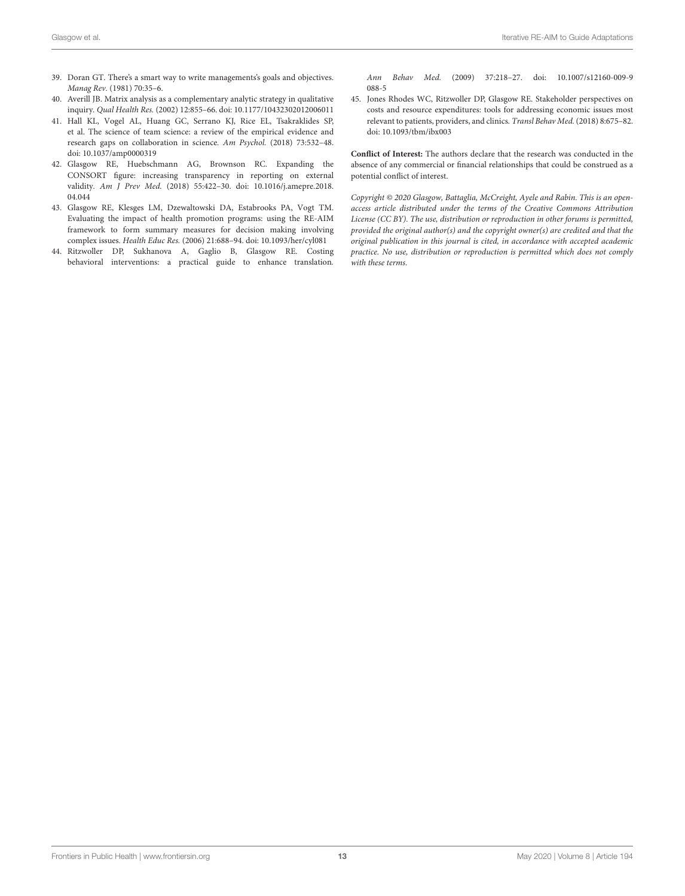39. Doran GT. There's a smart way to write managements's goals and objectives. *Manag Rev.* (1981) 70:35–6.
40. Averill JB. Matrix analysis as a complementary analytic strategy in qualitative inquiry. *Qual Health Res.* (2002) 12:855–66. doi: 10.1177/104973230201200611
41. Hall KL, Vogel AL, Huang GC, Serrano KJ, Rice EL, Tsakraklides SP, et al. The science of team science: a review of the empirical evidence and research gaps on collaboration in science. *Am Psychol.* (2018) 73:532–48. doi: 10.1037/amp0000319
42. Glasgow RE, Huebschmann AG, Brownson RC. Expanding the CONSORT figure: increasing transparency in reporting on external validity. *Am J Prev Med.* (2018) 55:422–30. doi: 10.1016/j.amepre.2018.04.044
43. Glasgow RE, Klesges LM, Dzewaltowski DA, Estabrooks PA, Vogt TM. Evaluating the impact of health promotion programs: using the RE-AIM framework to form summary measures for decision making involving complex issues. *Health Educ Res.* (2006) 21:688–94. doi: 10.1093/her/cyl081
44. Ritzwoller DP, Sukhanova A, Gaglio B, Glasgow RE. Costing behavioral interventions: a practical guide to enhance translation. *Ann Behav Med.* (2009) 37:218–27. doi: 10.1007/s12160-009-9088-5
45. Jones Rhodes WC, Ritzwoller DP, Glasgow RE. Stakeholder perspectives on costs and resource expenditures: tools for addressing economic issues most relevant to patients, providers, and clinics. *Transl Behav Med.* (2018) 8:675–82. doi: 10.1093/tbm/ibx003

**Conflict of Interest:** The authors declare that the research was conducted in the absence of any commercial or financial relationships that could be construed as a potential conflict of interest.

*Copyright © 2020 Glasgow, Battaglia, McCreight, Ayele and Rabin. This is an open-access article distributed under the terms of the Creative Commons Attribution License (CC BY). The use, distribution or reproduction in other forums is permitted, provided the original author(s) and the copyright owner(s) are credited and that the original publication in this journal is cited, in accordance with accepted academic practice. No use, distribution or reproduction is permitted which does not comply with these terms.*